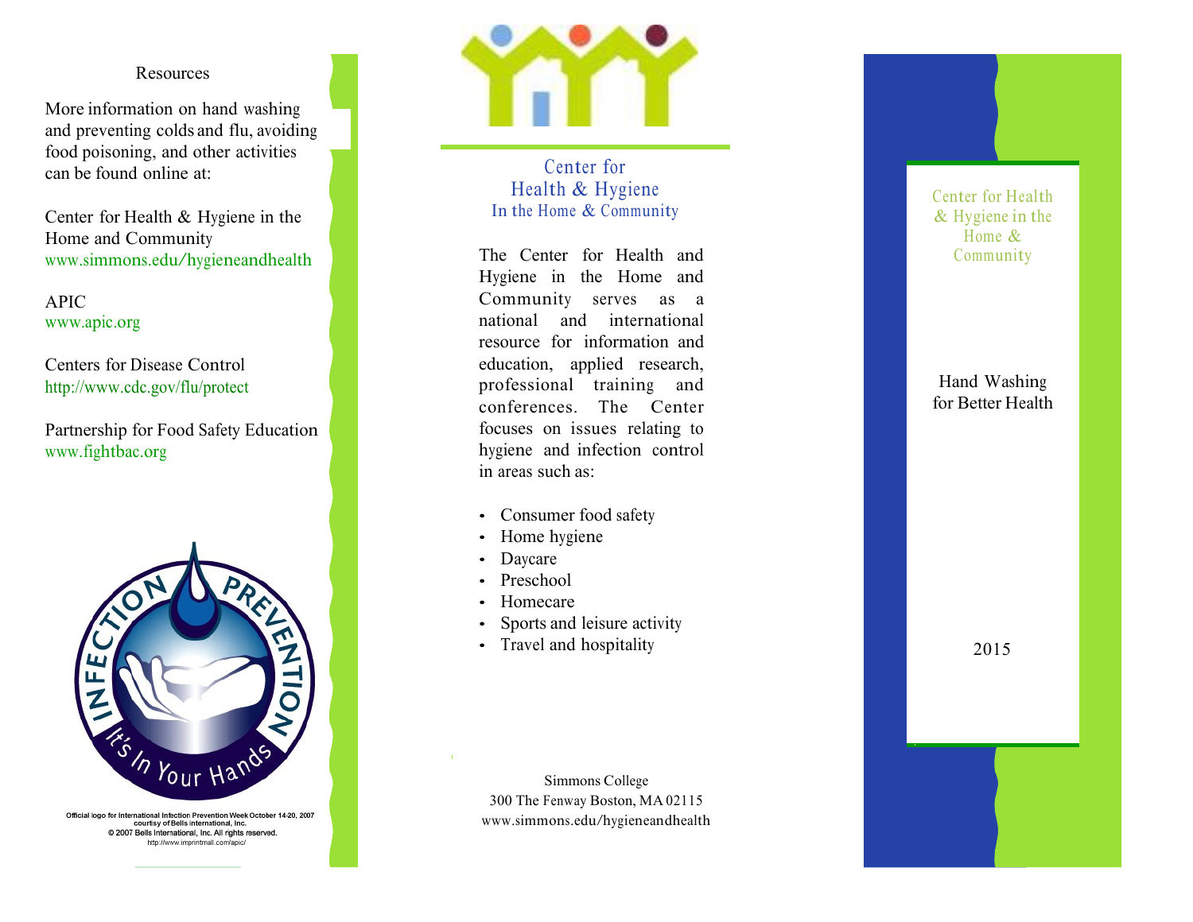## Resources

More information on hand washing and preventing colds and flu, avoiding food poisoning, and other activities can be found online at:

Center for Health & Hygiene in the Home and Community
www.simmons.edu/hygieneandhealth

APIC
www.apic.org

Centers for Disease Control
http://www.cdc.gov/flu/protect

Partnership for Food Safety Education
www.fightbac.org

INFECTION PREVENTION
It's In Your Hands

Official logo for International Infection Prevention Week October 14-20, 2007 courtsy of Bells international, Inc.
© 2007 Bells International, Inc. All rights reserved.
http://www.imprintmall.com/apic/

## Center for Health & Hygiene
### In the Home & Community

The Center for Health and Hygiene in the Home and Community serves as a national and international resource for information and education, applied research, professional training and conferences. The Center focuses on issues relating to hygiene and infection control in areas such as:

- Consumer food safety
- Home hygiene
- Daycare
- Preschool
- Homecare
- Sports and leisure activity
- Travel and hospitality

Simmons College
300 The Fenway Boston, MA 02115
www.simmons.edu/hygieneandhealth

Center for Health & Hygiene in the Home & Community

# Hand Washing for Better Health

2015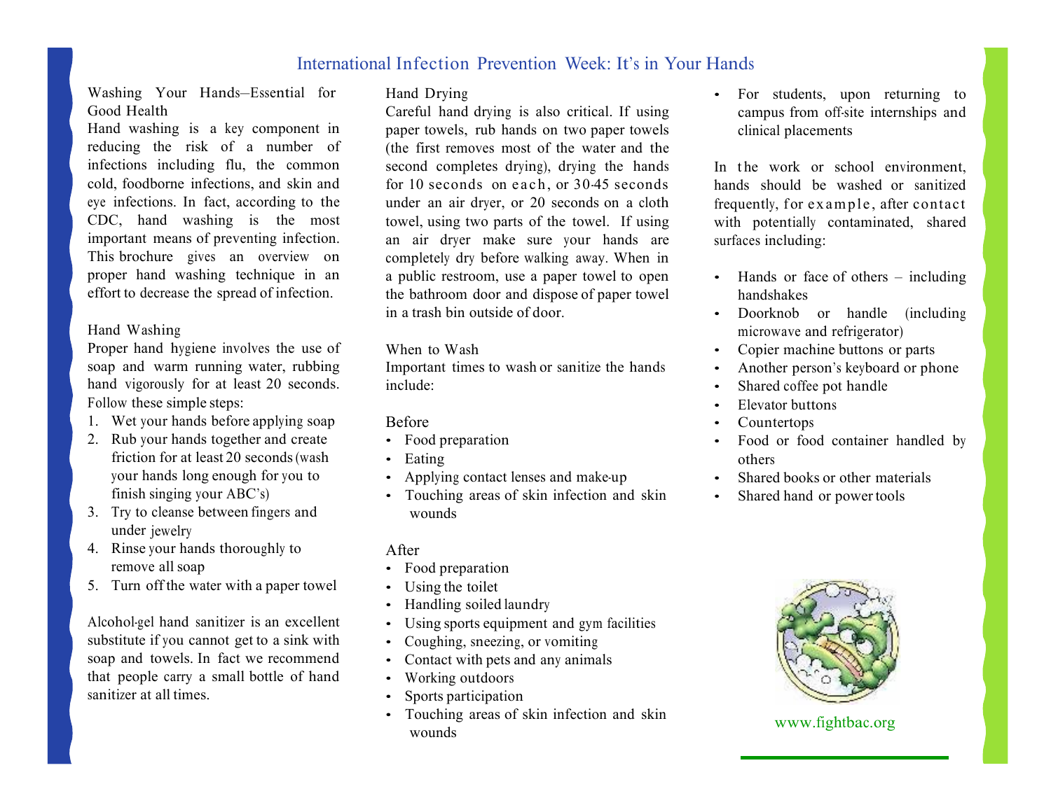# International Infection Prevention Week: It's in Your Hands

## Washing Your Hands–Essential for Good Health

Hand washing is a key component in reducing the risk of a number of infections including flu, the common cold, foodborne infections, and skin and eye infections. In fact, according to the CDC, hand washing is the most important means of preventing infection. This brochure gives an overview on proper hand washing technique in an effort to decrease the spread of infection.

## Hand Washing

Proper hand hygiene involves the use of soap and warm running water, rubbing hand vigorously for at least 20 seconds. Follow these simple steps:

1. Wet your hands before applying soap
2. Rub your hands together and create friction for at least 20 seconds (wash your hands long enough for you to finish singing your ABC's)
3. Try to cleanse between fingers and under jewelry
4. Rinse your hands thoroughly to remove all soap
5. Turn off the water with a paper towel

Alcohol-gel hand sanitizer is an excellent substitute if you cannot get to a sink with soap and towels. In fact we recommend that people carry a small bottle of hand sanitizer at all times.

## Hand Drying

Careful hand drying is also critical. If using paper towels, rub hands on two paper towels (the first removes most of the water and the second completes drying), drying the hands for 10 seconds on each, or 30-45 seconds under an air dryer, or 20 seconds on a cloth towel, using two parts of the towel. If using an air dryer make sure your hands are completely dry before walking away. When in a public restroom, use a paper towel to open the bathroom door and dispose of paper towel in a trash bin outside of door.

## When to Wash

Important times to wash or sanitize the hands include:

### Before

- Food preparation
- Eating
- Applying contact lenses and make-up
- Touching areas of skin infection and skin wounds

### After

- Food preparation
- Using the toilet
- Handling soiled laundry
- Using sports equipment and gym facilities
- Coughing, sneezing, or vomiting
- Contact with pets and any animals
- Working outdoors
- Sports participation
- Touching areas of skin infection and skin wounds
- For students, upon returning to campus from off-site internships and clinical placements

In the work or school environment, hands should be washed or sanitized frequently, for example, after contact with potentially contaminated, shared surfaces including:

- Hands or face of others – including handshakes
- Doorknob or handle (including microwave and refrigerator)
- Copier machine buttons or parts
- Another person's keyboard or phone
- Shared coffee pot handle
- Elevator buttons
- Countertops
- Food or food container handled by others
- Shared books or other materials
- Shared hand or power tools

www.fightbac.org